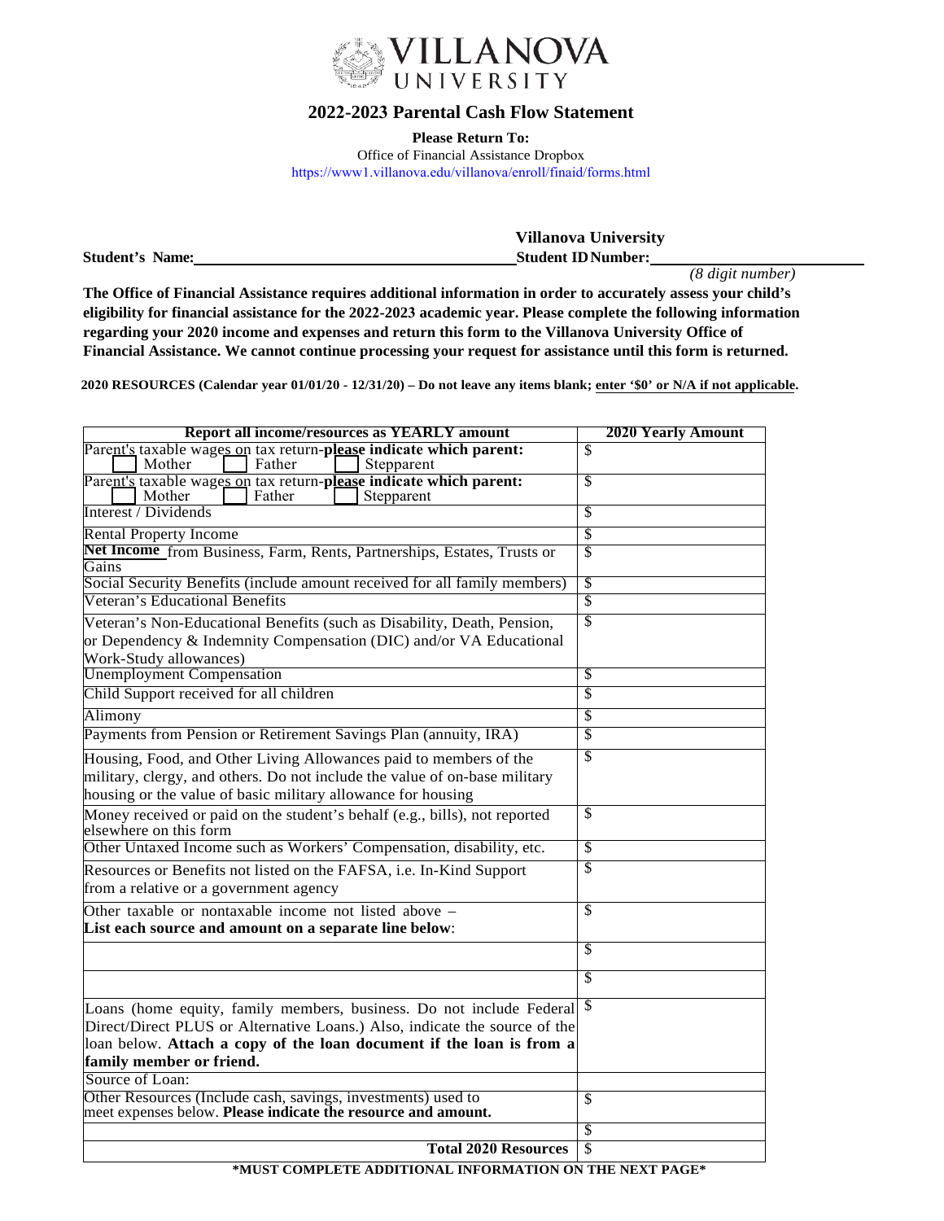# VILLANOVA UNIVERSITY

## 2022-2023 Parental Cash Flow Statement

**Please Return To:**
Office of Financial Assistance Dropbox
https://www1.villanova.edu/villanova/enroll/finaid/forms.html

**Student's Name:**\_\_\_\_\_\_\_\_\_\_\_\_\_\_\_\_\_\_\_\_\_\_\_\_\_\_\_\_\_\_\_\_\_\_\_\_\_\_\_\_ **Villanova University Student ID Number:**\_\_\_\_\_\_\_\_\_\_\_\_\_\_\_\_\_\_\_\_\_\_\_\_\_
*(8 digit number)*

**The Office of Financial Assistance requires additional information in order to accurately assess your child's eligibility for financial assistance for the 2022-2023 academic year. Please complete the following information regarding your 2020 income and expenses and return this form to the Villanova University Office of Financial Assistance. We cannot continue processing your request for assistance until this form is returned.**

**2020 RESOURCES (Calendar year 01/01/20 - 12/31/20) – Do not leave any items blank; enter '$0' or N/A if not applicable.**

| Report all income/resources as YEARLY amount | 2020 Yearly Amount |
|---|---|
| Parent's taxable wages on tax return-**please indicate which parent:** ☐ Mother ☐ Father ☐ Stepparent | $ |
| Parent's taxable wages on tax return-**please indicate which parent:** ☐ Mother ☐ Father ☐ Stepparent | $ |
| Interest / Dividends | $ |
| Rental Property Income | $ |
| **Net Income** from Business, Farm, Rents, Partnerships, Estates, Trusts or Gains | $ |
| Social Security Benefits (include amount received for all family members) | $ |
| Veteran's Educational Benefits | $ |
| Veteran's Non-Educational Benefits (such as Disability, Death, Pension, or Dependency & Indemnity Compensation (DIC) and/or VA Educational Work-Study allowances) | $ |
| Unemployment Compensation | $ |
| Child Support received for all children | $ |
| Alimony | $ |
| Payments from Pension or Retirement Savings Plan (annuity, IRA) | $ |
| Housing, Food, and Other Living Allowances paid to members of the military, clergy, and others. Do not include the value of on-base military housing or the value of basic military allowance for housing | $ |
| Money received or paid on the student's behalf (e.g., bills), not reported elsewhere on this form | $ |
| Other Untaxed Income such as Workers' Compensation, disability, etc. | $ |
| Resources or Benefits not listed on the FAFSA, i.e. In-Kind Support from a relative or a government agency | $ |
| Other taxable or nontaxable income not listed above – **List each source and amount on a separate line below**: | $ |
| | $ |
| | $ |
| Loans (home equity, family members, business. Do not include Federal Direct/Direct PLUS or Alternative Loans.) Also, indicate the source of the loan below. **Attach a copy of the loan document if the loan is from a family member or friend.** | $ |
| Source of Loan: | |
| Other Resources (Include cash, savings, investments) used to meet expenses below. **Please indicate the resource and amount.** | $ |
| | $ |
| **Total 2020 Resources** | $ |

**\*MUST COMPLETE ADDITIONAL INFORMATION ON THE NEXT PAGE\***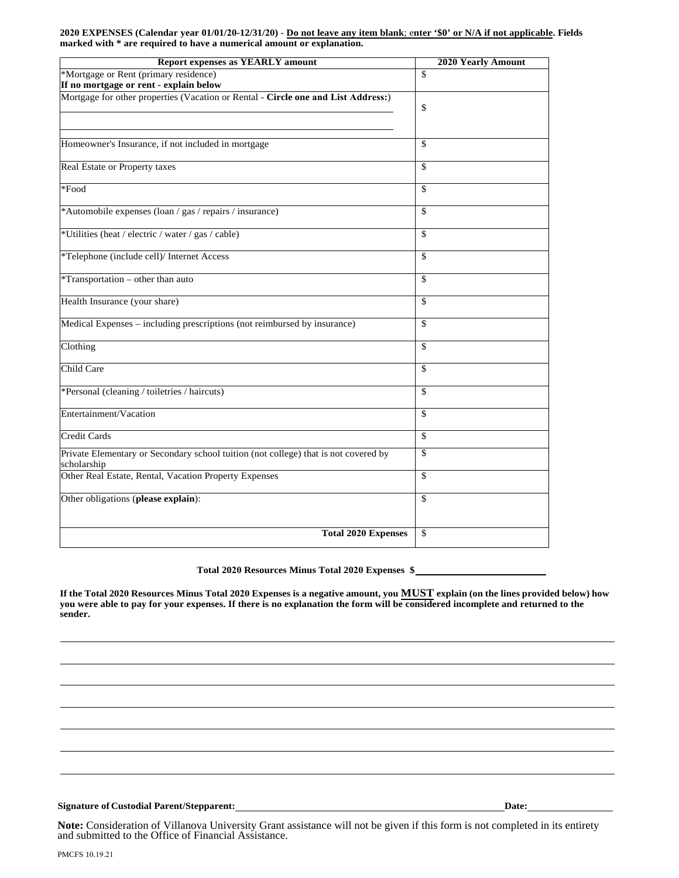**2020 EXPENSES (Calendar year 01/01/20-12/31/20) - Do not leave any item blank; enter '$0' or N/A if not applicable. Fields marked with * are required to have a numerical amount or explanation.**

| Report expenses as YEARLY amount | 2020 Yearly Amount |
|---|---|
| *Mortgage or Rent (primary residence)<br>**If no mortgage or rent - explain below** | $ |
| Mortgage for other properties (Vacation or Rental - **Circle one and List Address:**) | $ |
| Homeowner's Insurance, if not included in mortgage | $ |
| Real Estate or Property taxes | $ |
| *Food | $ |
| *Automobile expenses (loan / gas / repairs / insurance) | $ |
| *Utilities (heat / electric / water / gas / cable) | $ |
| *Telephone (include cell)/ Internet Access | $ |
| *Transportation – other than auto | $ |
| Health Insurance (your share) | $ |
| Medical Expenses – including prescriptions (not reimbursed by insurance) | $ |
| Clothing | $ |
| Child Care | $ |
| *Personal (cleaning / toiletries / haircuts) | $ |
| Entertainment/Vacation | $ |
| Credit Cards | $ |
| Private Elementary or Secondary school tuition (not college) that is not covered by scholarship | $ |
| Other Real Estate, Rental, Vacation Property Expenses | $ |
| Other obligations (**please explain**): | $ |
| **Total 2020 Expenses** | $ |

**Total 2020 Resources Minus Total 2020 Expenses $\_\_\_\_\_\_\_\_\_\_\_\_\_\_\_\_\_\_\_\_\_\_\_\_**

**If the Total 2020 Resources Minus Total 2020 Expenses is a negative amount, you MUST explain (on the lines provided below) how you were able to pay for your expenses. If there is no explanation the form will be considered incomplete and returned to the sender.**

\_\_\_\_\_\_\_\_\_\_\_\_\_\_\_\_\_\_\_\_\_\_\_\_\_\_\_\_\_\_\_\_\_\_\_\_\_\_\_\_\_\_\_\_\_\_\_\_\_\_\_\_\_\_\_\_\_\_\_\_\_\_\_\_\_\_\_\_\_\_\_\_\_\_\_\_

\_\_\_\_\_\_\_\_\_\_\_\_\_\_\_\_\_\_\_\_\_\_\_\_\_\_\_\_\_\_\_\_\_\_\_\_\_\_\_\_\_\_\_\_\_\_\_\_\_\_\_\_\_\_\_\_\_\_\_\_\_\_\_\_\_\_\_\_\_\_\_\_\_\_\_\_

\_\_\_\_\_\_\_\_\_\_\_\_\_\_\_\_\_\_\_\_\_\_\_\_\_\_\_\_\_\_\_\_\_\_\_\_\_\_\_\_\_\_\_\_\_\_\_\_\_\_\_\_\_\_\_\_\_\_\_\_\_\_\_\_\_\_\_\_\_\_\_\_\_\_\_\_

\_\_\_\_\_\_\_\_\_\_\_\_\_\_\_\_\_\_\_\_\_\_\_\_\_\_\_\_\_\_\_\_\_\_\_\_\_\_\_\_\_\_\_\_\_\_\_\_\_\_\_\_\_\_\_\_\_\_\_\_\_\_\_\_\_\_\_\_\_\_\_\_\_\_\_\_

\_\_\_\_\_\_\_\_\_\_\_\_\_\_\_\_\_\_\_\_\_\_\_\_\_\_\_\_\_\_\_\_\_\_\_\_\_\_\_\_\_\_\_\_\_\_\_\_\_\_\_\_\_\_\_\_\_\_\_\_\_\_\_\_\_\_\_\_\_\_\_\_\_\_\_\_

\_\_\_\_\_\_\_\_\_\_\_\_\_\_\_\_\_\_\_\_\_\_\_\_\_\_\_\_\_\_\_\_\_\_\_\_\_\_\_\_\_\_\_\_\_\_\_\_\_\_\_\_\_\_\_\_\_\_\_\_\_\_\_\_\_\_\_\_\_\_\_\_\_\_\_\_

\_\_\_\_\_\_\_\_\_\_\_\_\_\_\_\_\_\_\_\_\_\_\_\_\_\_\_\_\_\_\_\_\_\_\_\_\_\_\_\_\_\_\_\_\_\_\_\_\_\_\_\_\_\_\_\_\_\_\_\_\_\_\_\_\_\_\_\_\_\_\_\_\_\_\_\_

**Signature of Custodial Parent/Stepparent:**\_\_\_\_\_\_\_\_\_\_\_\_\_\_\_\_\_\_\_\_\_\_\_\_\_\_\_\_\_\_\_\_\_\_\_\_\_\_\_\_ **Date:**\_\_\_\_\_\_\_\_\_\_\_\_\_\_

**Note:** Consideration of Villanova University Grant assistance will not be given if this form is not completed in its entirety and submitted to the Office of Financial Assistance.

PMCFS 10.19.21